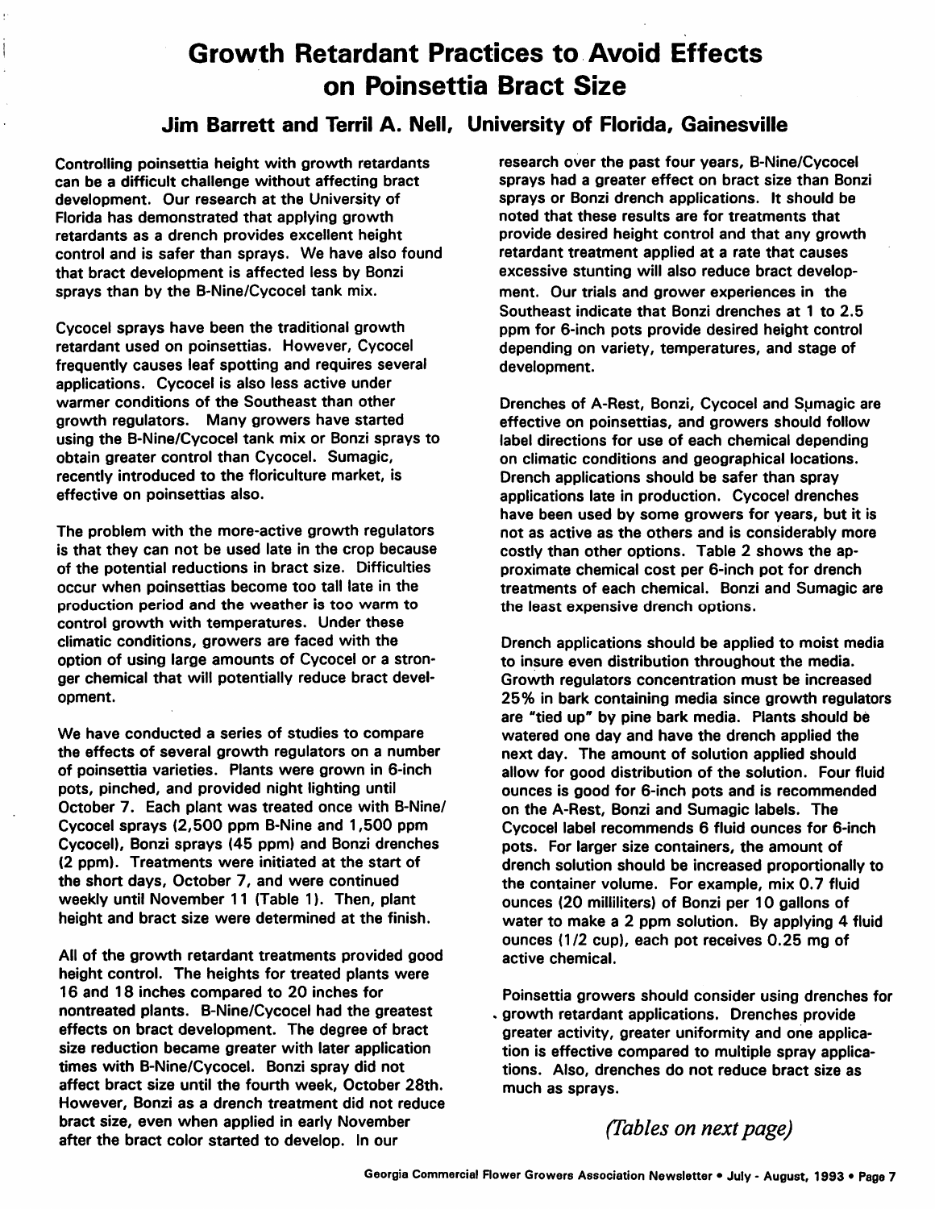# Growth Retardant Practices to Avoid Effects on Poinsettia Bract Size

### Jim Barrett and Terril A. Nell, University of Florida, Gainesville

Controlling poinsettia height with growth retardants can be a difficult challenge without affecting bract development. Our research at the University of Florida has demonstrated that applying growth retardants as a drench provides excellent height control and is safer than sprays. We have also found that bract development is affected less by Bonzi sprays than by the B-Nine/Cycocel tank mix.

Cycocel sprays have been the traditional growth retardant used on poinsettias. However, Cycocel frequently causes leaf spotting and requires several applications. Cycocel is also less active under warmer conditions of the Southeast than other growth regulators. Many growers have started using the B-Nine/Cycocel tank mix or Bonzi sprays to obtain greater control than Cycocel. Sumagic, recently introduced to the floriculture market, is effective on poinsettias also.

The problem with the more-active growth regulators is that they can not be used late in the crop because of the potential reductions in bract size. Difficulties occur when poinsettias become too tall late in the production period and the weather is too warm to control growth with temperatures. Under these climatic conditions, growers are faced with the option of using large amounts of Cycocel or a stronger chemical that will potentially reduce bract development.

We have conducted a series of studies to compare the effects of several growth regulators on a number of poinsettia varieties. Plants were grown in 6-inch pots, pinched, and provided night lighting until October 7. Each plant was treated once with B-Nine/Cycocel sprays (2,500 ppm B-Nine and 1,500 ppm Cycocel), Bonzi sprays (45 ppm) and Bonzi drenches (2 ppm). Treatments were initiated at the start of the short days, October 7, and were continued weekly until November 11 (Table 1). Then, plant height and bract size were determined at the finish.

All of the growth retardant treatments provided good height control. The heights for treated plants were 16 and 18 inches compared to 20 inches for nontreated plants. B-Nine/Cycocel had the greatest effects on bract development. The degree of bract size reduction became greater with later application times with B-Nine/Cycocel. Bonzi spray did not affect bract size until the fourth week, October 28th. However, Bonzi as a drench treatment did not reduce bract size, even when applied in early November after the bract color started to develop. In our research over the past four years, B-Nine/Cycocel sprays had a greater effect on bract size than Bonzi sprays or Bonzi drench applications. It should be noted that these results are for treatments that provide desired height control and that any growth retardant treatment applied at a rate that causes excessive stunting will also reduce bract development. Our trials and grower experiences in the Southeast indicate that Bonzi drenches at 1 to 2.5 ppm for 6-inch pots provide desired height control depending on variety, temperatures, and stage of development.

Drenches of A-Rest, Bonzi, Cycocel and Sumagic are effective on poinsettias, and growers should follow label directions for use of each chemical depending on climatic conditions and geographical locations. Drench applications should be safer than spray applications late in production. Cycocel drenches have been used by some growers for years, but it is not as active as the others and is considerably more costly than other options. Table 2 shows the approximate chemical cost per 6-inch pot for drench treatments of each chemical. Bonzi and Sumagic are the least expensive drench options.

Drench applications should be applied to moist media to insure even distribution throughout the media. Growth regulators concentration must be increased 25% in bark containing media since growth regulators are "tied up" by pine bark media. Plants should be watered one day and have the drench applied the next day. The amount of solution applied should allow for good distribution of the solution. Four fluid ounces is good for 6-inch pots and is recommended on the A-Rest, Bonzi and Sumagic labels. The Cycocel label recommends 6 fluid ounces for 6-inch pots. For larger size containers, the amount of drench solution should be increased proportionally to the container volume. For example, mix 0.7 fluid ounces (20 milliliters) of Bonzi per 10 gallons of water to make a 2 ppm solution. By applying 4 fluid ounces (1/2 cup), each pot receives 0.25 mg of active chemical.

Poinsettia growers should consider using drenches for growth retardant applications. Drenches provide greater activity, greater uniformity and one application is effective compared to multiple spray applications. Also, drenches do not reduce bract size as much as sprays.

*(Tables on next page)*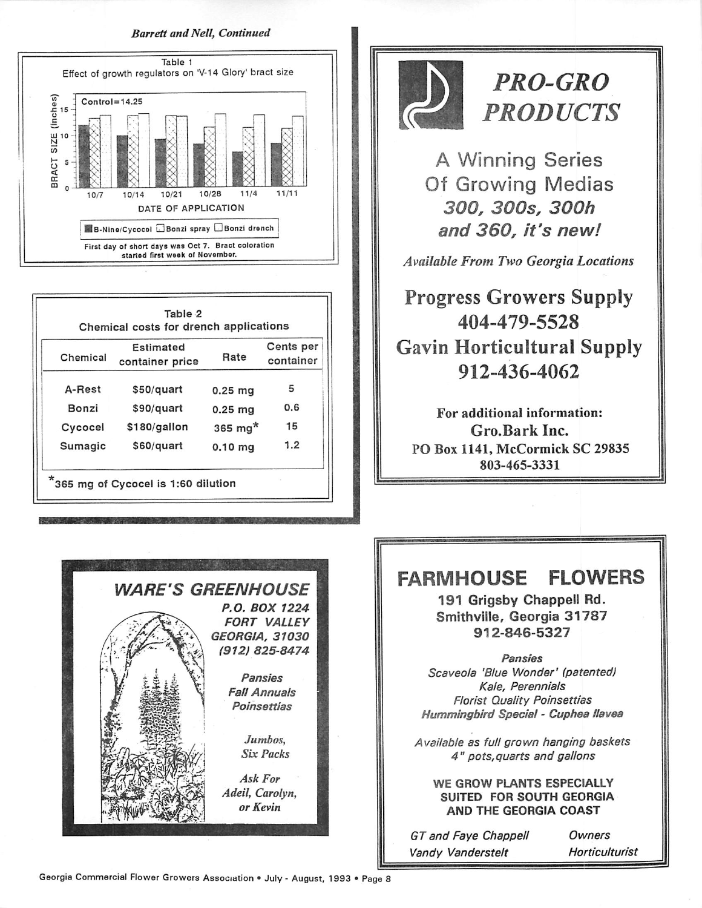*Barrett and Nell, Continued*

Table 1
Effect of growth regulators on 'V-14 Glory' bract size

Control=14.25

BRACT SIZE (inches)

15
10
5
0

10/7 10/14 10/21 10/28 11/4 11/11

DATE OF APPLICATION

B-Nine/Cycocel Bonzi spray Bonzi drench

First day of short days was Oct 7. Bract coloration started first week of November.

Table 2
Chemical costs for drench applications

| Chemical | Estimated container price | Rate | Cents per container |
|---|---|---|---|
| A-Rest | $50/quart | 0.25 mg | 5 |
| Bonzi | $90/quart | 0.25 mg | 0.6 |
| Cycocel | $180/gallon | 365 mg* | 15 |
| Sumagic | $60/quart | 0.10 mg | 1.2 |

*365 mg of Cycocel is 1:60 dilution

## PRO-GRO PRODUCTS

A Winning Series Of Growing Medias
*300, 300s, 300h and 360, it's new!*

*Available From Two Georgia Locations*

**Progress Growers Supply**
**404-479-5528**
**Gavin Horticultural Supply**
**912-436-4062**

**For additional information:**
**Gro.Bark Inc.**
**PO Box 1141, McCormick SC 29835**
**803-465-3331**

## WARE'S GREENHOUSE

*P.O. BOX 1224*
*FORT VALLEY*
*GEORGIA, 31030*
*(912) 825-8474*

*Pansies*
*Fall Annuals*
*Poinsettias*

*Jumbos,*
*Six Packs*

*Ask For*
*Adeil, Carolyn,*
*or Kevin*

## FARMHOUSE FLOWERS

**191 Grigsby Chappell Rd.**
**Smithville, Georgia 31787**
**912-846-5327**

*Pansies*
*Scaveola 'Blue Wonder' (patented)*
*Kale, Perennials*
*Florist Quality Poinsettias*
*Hummingbird Special - Cuphea llavea*

*Available as full grown hanging baskets*
*4" pots, quarts and gallons*

**WE GROW PLANTS ESPECIALLY SUITED FOR SOUTH GEORGIA AND THE GEORGIA COAST**

*GT and Faye Chappell* — *Owners*
*Vandy Vanderstelt* — *Horticulturist*